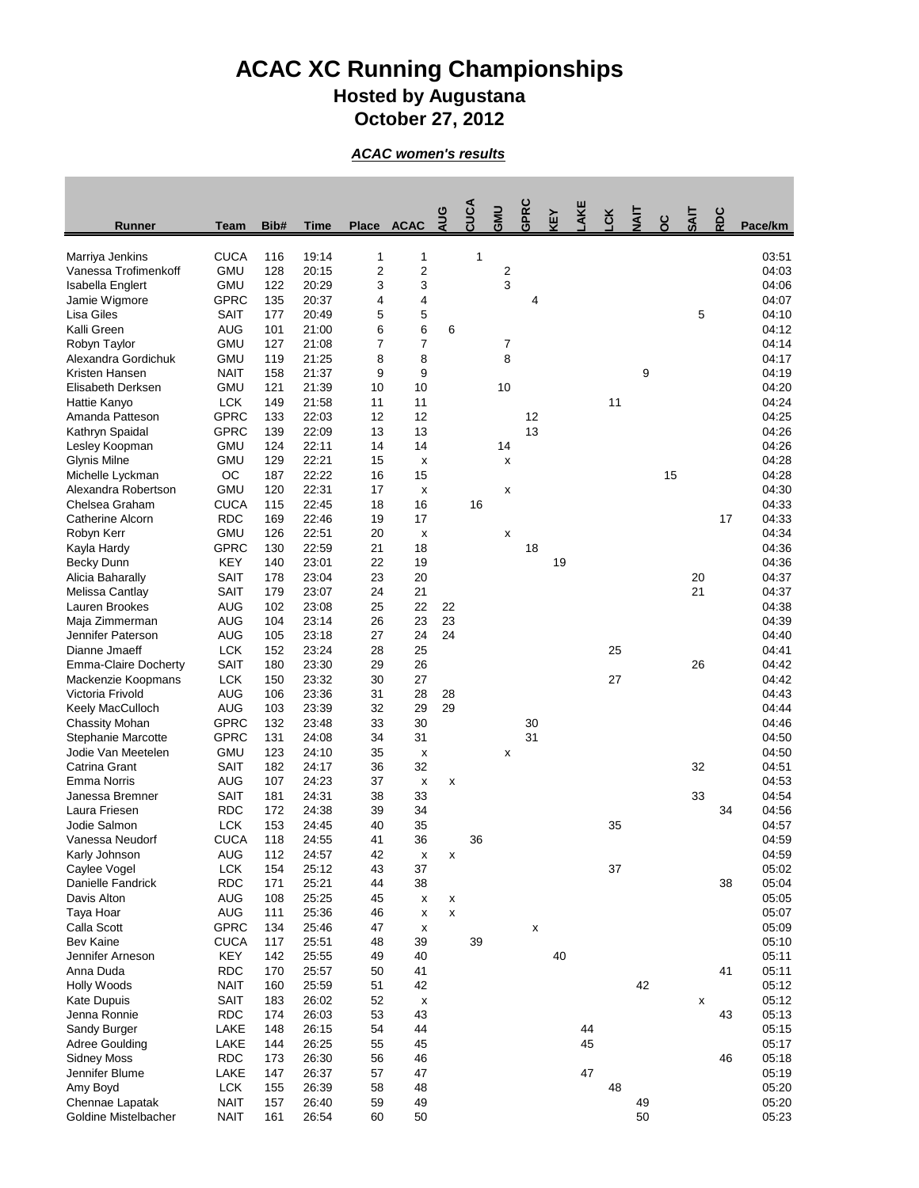# ACAC XC Running Championships

## Hosted by Augustana

## October 27, 2012

***ACAC women's results***

| Runner | Team | Bib# | Time | Place | ACAC | AUG | CUCA | GMU | GPRC | KEY | LAKE | LCK | NAIT | OC | SAIT | RDC | Pace/km |
|---|---|---|---|---|---|---|---|---|---|---|---|---|---|---|---|---|---|
| Marriya Jenkins | CUCA | 116 | 19:14 | 1 | 1 | | 1 | | | | | | | | | | 03:51 |
| Vanessa Trofimenkoff | GMU | 128 | 20:15 | 2 | 2 | | | 2 | | | | | | | | | 04:03 |
| Isabella Englert | GMU | 122 | 20:29 | 3 | 3 | | | 3 | | | | | | | | | 04:06 |
| Jamie Wigmore | GPRC | 135 | 20:37 | 4 | 4 | | | | 4 | | | | | | | | 04:07 |
| Lisa Giles | SAIT | 177 | 20:49 | 5 | 5 | | | | | | | | | | 5 | | 04:10 |
| Kalli Green | AUG | 101 | 21:00 | 6 | 6 | 6 | | | | | | | | | | | 04:12 |
| Robyn Taylor | GMU | 127 | 21:08 | 7 | 7 | | | 7 | | | | | | | | | 04:14 |
| Alexandra Gordichuk | GMU | 119 | 21:25 | 8 | 8 | | | 8 | | | | | | | | | 04:17 |
| Kristen Hansen | NAIT | 158 | 21:37 | 9 | 9 | | | | | | | | 9 | | | | 04:19 |
| Elisabeth Derksen | GMU | 121 | 21:39 | 10 | 10 | | | 10 | | | | | | | | | 04:20 |
| Hattie Kanyo | LCK | 149 | 21:58 | 11 | 11 | | | | | | | 11 | | | | | 04:24 |
| Amanda Patteson | GPRC | 133 | 22:03 | 12 | 12 | | | | 12 | | | | | | | | 04:25 |
| Kathryn Spaidal | GPRC | 139 | 22:09 | 13 | 13 | | | | 13 | | | | | | | | 04:26 |
| Lesley Koopman | GMU | 124 | 22:11 | 14 | 14 | | | 14 | | | | | | | | | 04:26 |
| Glynis Milne | GMU | 129 | 22:21 | 15 | x | | | x | | | | | | | | | 04:28 |
| Michelle Lyckman | OC | 187 | 22:22 | 16 | 15 | | | | | | | | | 15 | | | 04:28 |
| Alexandra Robertson | GMU | 120 | 22:31 | 17 | x | | | x | | | | | | | | | 04:30 |
| Chelsea Graham | CUCA | 115 | 22:45 | 18 | 16 | | 16 | | | | | | | | | | 04:33 |
| Catherine Alcorn | RDC | 169 | 22:46 | 19 | 17 | | | | | | | | | | | 17 | 04:33 |
| Robyn Kerr | GMU | 126 | 22:51 | 20 | x | | | x | | | | | | | | | 04:34 |
| Kayla Hardy | GPRC | 130 | 22:59 | 21 | 18 | | | | 18 | | | | | | | | 04:36 |
| Becky Dunn | KEY | 140 | 23:01 | 22 | 19 | | | | | 19 | | | | | | | 04:36 |
| Alicia Baharally | SAIT | 178 | 23:04 | 23 | 20 | | | | | | | | | | 20 | | 04:37 |
| Melissa Cantlay | SAIT | 179 | 23:07 | 24 | 21 | | | | | | | | | | 21 | | 04:37 |
| Lauren Brookes | AUG | 102 | 23:08 | 25 | 22 | 22 | | | | | | | | | | | 04:38 |
| Maja Zimmerman | AUG | 104 | 23:14 | 26 | 23 | 23 | | | | | | | | | | | 04:39 |
| Jennifer Paterson | AUG | 105 | 23:18 | 27 | 24 | 24 | | | | | | | | | | | 04:40 |
| Dianne Jmaeff | LCK | 152 | 23:24 | 28 | 25 | | | | | | | 25 | | | | | 04:41 |
| Emma-Claire Docherty | SAIT | 180 | 23:30 | 29 | 26 | | | | | | | | | | 26 | | 04:42 |
| Mackenzie Koopmans | LCK | 150 | 23:32 | 30 | 27 | | | | | | | 27 | | | | | 04:42 |
| Victoria Frivold | AUG | 106 | 23:36 | 31 | 28 | 28 | | | | | | | | | | | 04:43 |
| Keely MacCulloch | AUG | 103 | 23:39 | 32 | 29 | 29 | | | | | | | | | | | 04:44 |
| Chassity Mohan | GPRC | 132 | 23:48 | 33 | 30 | | | | 30 | | | | | | | | 04:46 |
| Stephanie Marcotte | GPRC | 131 | 24:08 | 34 | 31 | | | | 31 | | | | | | | | 04:50 |
| Jodie Van Meetelen | GMU | 123 | 24:10 | 35 | x | | | x | | | | | | | | | 04:50 |
| Catrina Grant | SAIT | 182 | 24:17 | 36 | 32 | | | | | | | | | | 32 | | 04:51 |
| Emma Norris | AUG | 107 | 24:23 | 37 | x | x | | | | | | | | | | | 04:53 |
| Janessa Bremner | SAIT | 181 | 24:31 | 38 | 33 | | | | | | | | | | 33 | | 04:54 |
| Laura Friesen | RDC | 172 | 24:38 | 39 | 34 | | | | | | | | | | | 34 | 04:56 |
| Jodie Salmon | LCK | 153 | 24:45 | 40 | 35 | | | | | | | 35 | | | | | 04:57 |
| Vanessa Neudorf | CUCA | 118 | 24:55 | 41 | 36 | | 36 | | | | | | | | | | 04:59 |
| Karly Johnson | AUG | 112 | 24:57 | 42 | x | x | | | | | | | | | | | 04:59 |
| Caylee Vogel | LCK | 154 | 25:12 | 43 | 37 | | | | | | | 37 | | | | | 05:02 |
| Danielle Fandrick | RDC | 171 | 25:21 | 44 | 38 | | | | | | | | | | | 38 | 05:04 |
| Davis Alton | AUG | 108 | 25:25 | 45 | x | x | | | | | | | | | | | 05:05 |
| Taya Hoar | AUG | 111 | 25:36 | 46 | x | x | | | | | | | | | | | 05:07 |
| Calla Scott | GPRC | 134 | 25:46 | 47 | x | | | | x | | | | | | | | 05:09 |
| Bev Kaine | CUCA | 117 | 25:51 | 48 | 39 | | 39 | | | | | | | | | | 05:10 |
| Jennifer Arneson | KEY | 142 | 25:55 | 49 | 40 | | | | | 40 | | | | | | | 05:11 |
| Anna Duda | RDC | 170 | 25:57 | 50 | 41 | | | | | | | | | | | 41 | 05:11 |
| Holly Woods | NAIT | 160 | 25:59 | 51 | 42 | | | | | | | | 42 | | | | 05:12 |
| Kate Dupuis | SAIT | 183 | 26:02 | 52 | x | | | | | | | | | | x | | 05:12 |
| Jenna Ronnie | RDC | 174 | 26:03 | 53 | 43 | | | | | | | | | | | 43 | 05:13 |
| Sandy Burger | LAKE | 148 | 26:15 | 54 | 44 | | | | | | 44 | | | | | | 05:15 |
| Adree Goulding | LAKE | 144 | 26:25 | 55 | 45 | | | | | | 45 | | | | | | 05:17 |
| Sidney Moss | RDC | 173 | 26:30 | 56 | 46 | | | | | | | | | | | 46 | 05:18 |
| Jennifer Blume | LAKE | 147 | 26:37 | 57 | 47 | | | | | | 47 | | | | | | 05:19 |
| Amy Boyd | LCK | 155 | 26:39 | 58 | 48 | | | | | | | 48 | | | | | 05:20 |
| Chennae Lapatak | NAIT | 157 | 26:40 | 59 | 49 | | | | | | | | 49 | | | | 05:20 |
| Goldine Mistelbacher | NAIT | 161 | 26:54 | 60 | 50 | | | | | | | | 50 | | | | 05:23 |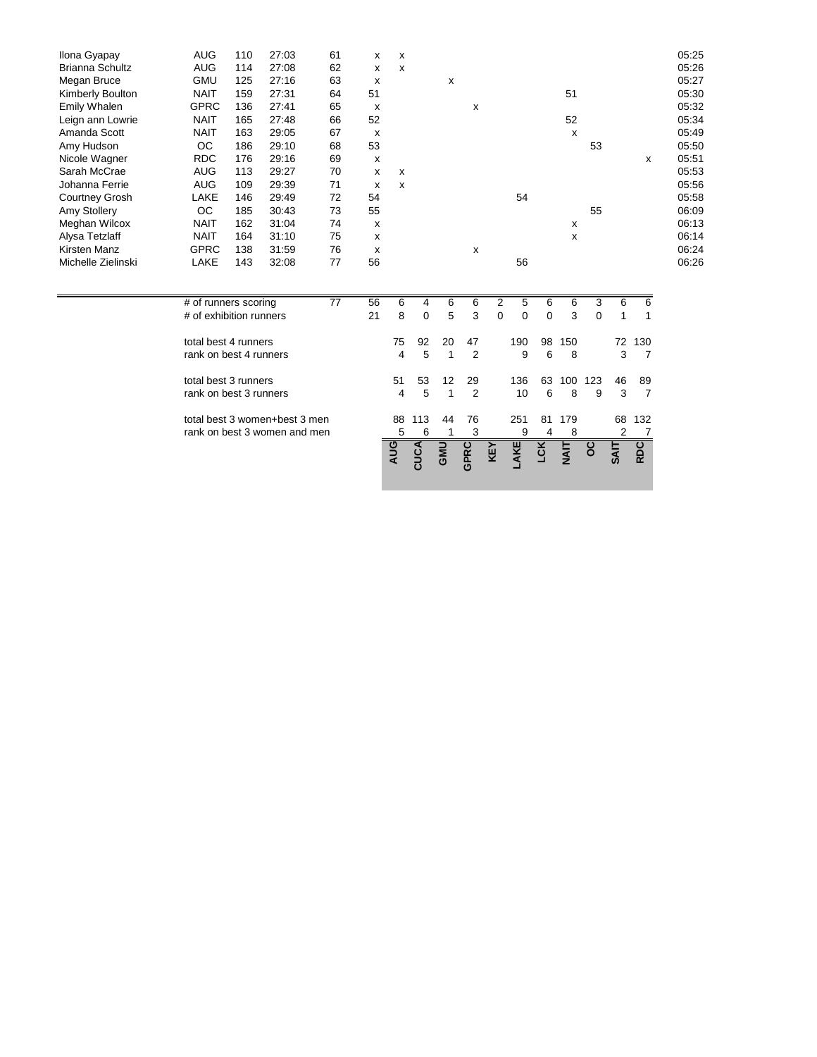| | | | | | | AUG | CUCA | GMU | GPRC | KEY | LAKE | LCK | NAIT | OC | SAIT | RDC | |
|---|---|---|---|---|---|---|---|---|---|---|---|---|---|---|---|---|---|
| Ilona Gyapay | AUG | 110 | 27:03 | 61 | x | x | | | | | | | | | | | 05:25 |
| Brianna Schultz | AUG | 114 | 27:08 | 62 | x | x | | | | | | | | | | | 05:26 |
| Megan Bruce | GMU | 125 | 27:16 | 63 | x | | | x | | | | | | | | | 05:27 |
| Kimberly Boulton | NAIT | 159 | 27:31 | 64 | 51 | | | | | | | | 51 | | | | 05:30 |
| Emily Whalen | GPRC | 136 | 27:41 | 65 | x | | | | x | | | | | | | | 05:32 |
| Leigh ann Lowrie | NAIT | 165 | 27:48 | 66 | 52 | | | | | | | | 52 | | | | 05:34 |
| Amanda Scott | NAIT | 163 | 29:05 | 67 | x | | | | | | | | x | | | | 05:49 |
| Amy Hudson | OC | 186 | 29:10 | 68 | 53 | | | | | | | | | 53 | | | 05:50 |
| Nicole Wagner | RDC | 176 | 29:16 | 69 | x | | | | | | | | | | | x | 05:51 |
| Sarah McCrae | AUG | 113 | 29:27 | 70 | x | x | | | | | | | | | | | 05:53 |
| Johanna Ferrie | AUG | 109 | 29:39 | 71 | x | x | | | | | | | | | | | 05:56 |
| Courtney Grosh | LAKE | 146 | 29:49 | 72 | 54 | | | | | | 54 | | | | | | 05:58 |
| Amy Stollery | OC | 185 | 30:43 | 73 | 55 | | | | | | | | | 55 | | | 06:09 |
| Meghan Wilcox | NAIT | 162 | 31:04 | 74 | x | | | | | | | | x | | | | 06:13 |
| Alysa Tetzlaff | NAIT | 164 | 31:10 | 75 | x | | | | | | | | x | | | | 06:14 |
| Kirsten Manz | GPRC | 138 | 31:59 | 76 | x | | | | x | | | | | | | | 06:24 |
| Michelle Zielinski | LAKE | 143 | 32:08 | 77 | 56 | | | | | | 56 | | | | | | 06:26 |

| | | | AUG | CUCA | GMU | GPRC | KEY | LAKE | LCK | NAIT | OC | SAIT | RDC |
|---|---|---|---|---|---|---|---|---|---|---|---|---|---|
| # of runners scoring | 77 | 56 | 6 | 4 | 6 | 6 | 2 | 5 | 6 | 6 | 3 | 6 | 6 |
| # of exhibition runners | | 21 | 8 | 0 | 5 | 3 | 0 | 0 | 0 | 3 | 0 | 1 | 1 |
| total best 4 runners | | | 75 | 92 | 20 | 47 | | 190 | 98 | 150 | | 72 | 130 |
| rank on best 4 runners | | | 4 | 5 | 1 | 2 | | 9 | 6 | 8 | | 3 | 7 |
| total best 3 runners | | | 51 | 53 | 12 | 29 | | 136 | 63 | 100 | 123 | 46 | 89 |
| rank on best 3 runners | | | 4 | 5 | 1 | 2 | | 10 | 6 | 8 | 9 | 3 | 7 |
| total best 3 women+best 3 men | | | 88 | 113 | 44 | 76 | | 251 | 81 | 179 | | 68 | 132 |
| rank on best 3 women and men | | | 5 | 6 | 1 | 3 | | 9 | 4 | 8 | | 2 | 7 |